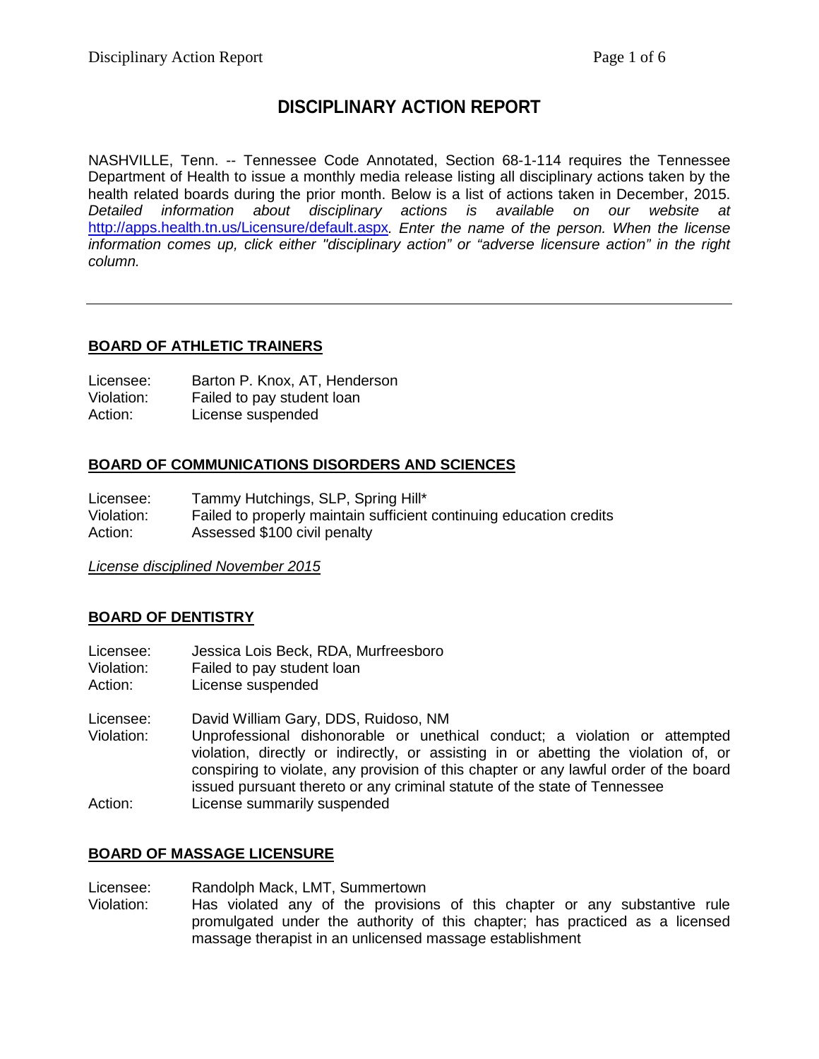# DISCIPLINARY ACTION REPORT

NASHVILLE, Tenn. -- Tennessee Code Annotated, Section 68-1-114 requires the Tennessee Department of Health to issue a monthly media release listing all disciplinary actions taken by the health related boards during the prior month. Below is a list of actions taken in December, 2015. *Detailed information about disciplinary actions is available on our website at* http://apps.health.tn.us/Licensure/default.aspx*. Enter the name of the person. When the license information comes up, click either "disciplinary action" or "adverse licensure action" in the right column.*

---

## BOARD OF ATHLETIC TRAINERS

Licensee: Barton P. Knox, AT, Henderson
Violation: Failed to pay student loan
Action: License suspended

## BOARD OF COMMUNICATIONS DISORDERS AND SCIENCES

Licensee: Tammy Hutchings, SLP, Spring Hill*
Violation: Failed to properly maintain sufficient continuing education credits
Action: Assessed $100 civil penalty

*License disciplined November 2015*

## BOARD OF DENTISTRY

Licensee: Jessica Lois Beck, RDA, Murfreesboro
Violation: Failed to pay student loan
Action: License suspended

Licensee: David William Gary, DDS, Ruidoso, NM
Violation: Unprofessional dishonorable or unethical conduct; a violation or attempted violation, directly or indirectly, or assisting in or abetting the violation of, or conspiring to violate, any provision of this chapter or any lawful order of the board issued pursuant thereto or any criminal statute of the state of Tennessee
Action: License summarily suspended

## BOARD OF MASSAGE LICENSURE

Licensee: Randolph Mack, LMT, Summertown
Violation: Has violated any of the provisions of this chapter or any substantive rule promulgated under the authority of this chapter; has practiced as a licensed massage therapist in an unlicensed massage establishment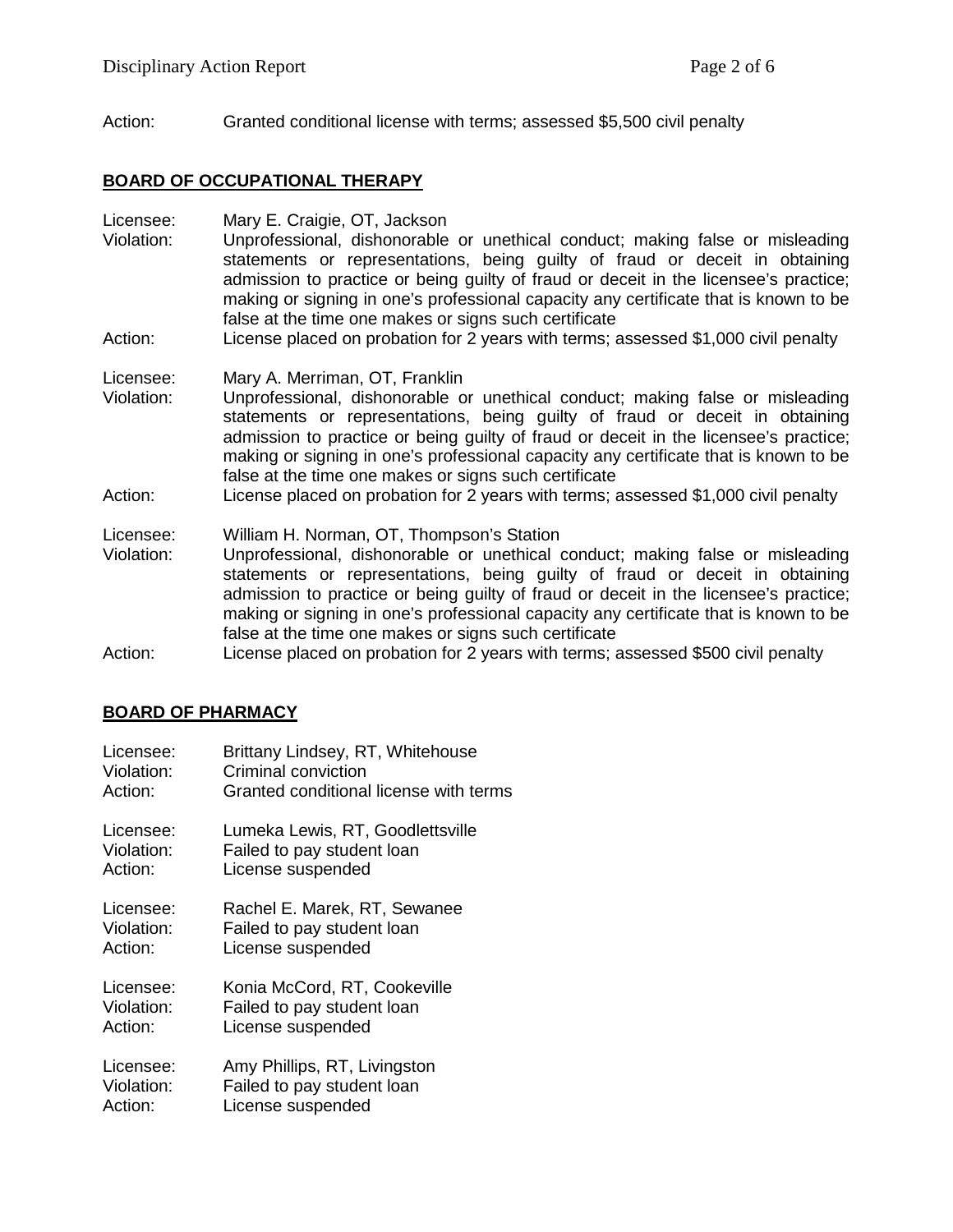Action: Granted conditional license with terms; assessed $5,500 civil penalty

## BOARD OF OCCUPATIONAL THERAPY

Licensee: Mary E. Craigie, OT, Jackson
Violation: Unprofessional, dishonorable or unethical conduct; making false or misleading statements or representations, being guilty of fraud or deceit in obtaining admission to practice or being guilty of fraud or deceit in the licensee's practice; making or signing in one's professional capacity any certificate that is known to be false at the time one makes or signs such certificate
Action: License placed on probation for 2 years with terms; assessed $1,000 civil penalty

Licensee: Mary A. Merriman, OT, Franklin
Violation: Unprofessional, dishonorable or unethical conduct; making false or misleading statements or representations, being guilty of fraud or deceit in obtaining admission to practice or being guilty of fraud or deceit in the licensee's practice; making or signing in one's professional capacity any certificate that is known to be false at the time one makes or signs such certificate
Action: License placed on probation for 2 years with terms; assessed $1,000 civil penalty

Licensee: William H. Norman, OT, Thompson's Station
Violation: Unprofessional, dishonorable or unethical conduct; making false or misleading statements or representations, being guilty of fraud or deceit in obtaining admission to practice or being guilty of fraud or deceit in the licensee's practice; making or signing in one's professional capacity any certificate that is known to be false at the time one makes or signs such certificate
Action: License placed on probation for 2 years with terms; assessed $500 civil penalty

## BOARD OF PHARMACY

Licensee: Brittany Lindsey, RT, Whitehouse
Violation: Criminal conviction
Action: Granted conditional license with terms

Licensee: Lumeka Lewis, RT, Goodlettsville
Violation: Failed to pay student loan
Action: License suspended

Licensee: Rachel E. Marek, RT, Sewanee
Violation: Failed to pay student loan
Action: License suspended

Licensee: Konia McCord, RT, Cookeville
Violation: Failed to pay student loan
Action: License suspended

Licensee: Amy Phillips, RT, Livingston
Violation: Failed to pay student loan
Action: License suspended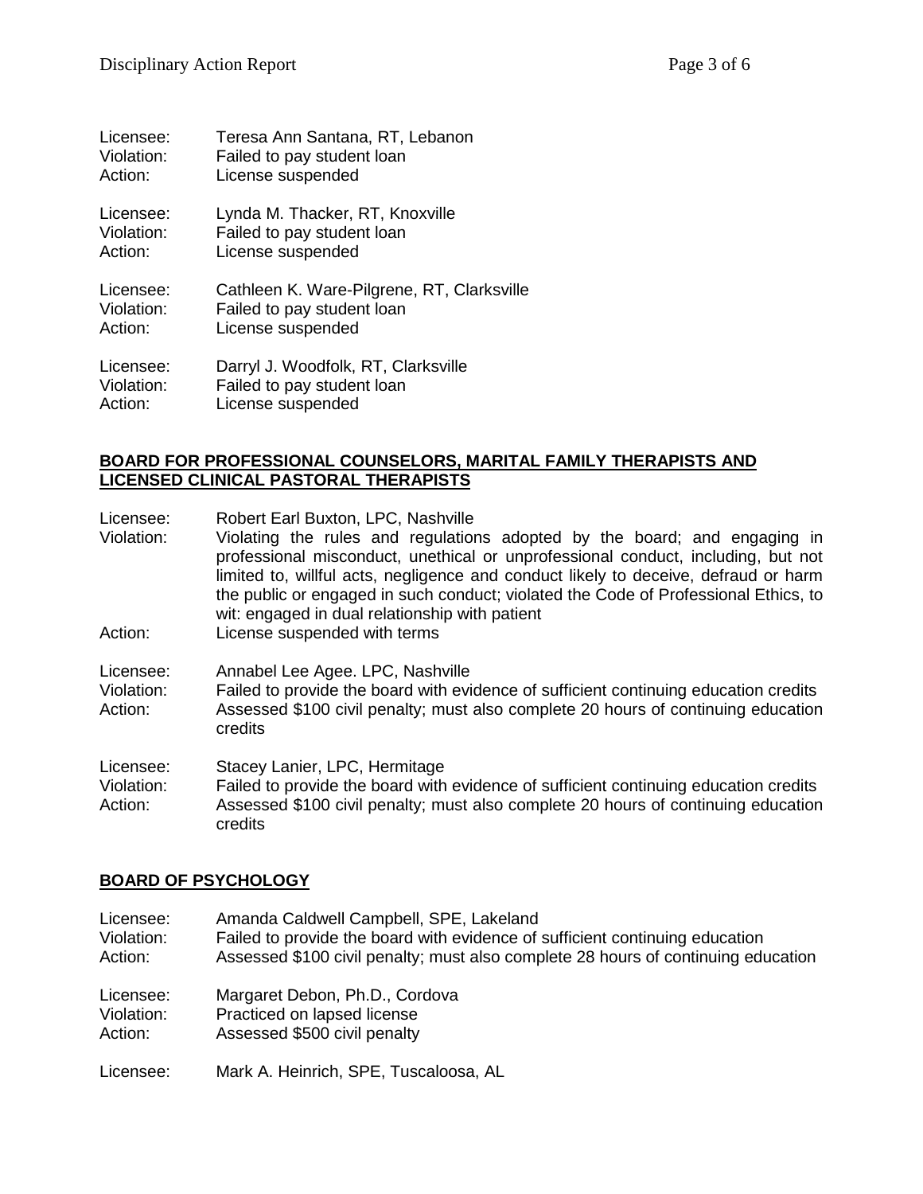Licensee: Teresa Ann Santana, RT, Lebanon
Violation: Failed to pay student loan
Action: License suspended

Licensee: Lynda M. Thacker, RT, Knoxville
Violation: Failed to pay student loan
Action: License suspended

Licensee: Cathleen K. Ware-Pilgrene, RT, Clarksville
Violation: Failed to pay student loan
Action: License suspended

Licensee: Darryl J. Woodfolk, RT, Clarksville
Violation: Failed to pay student loan
Action: License suspended

## BOARD FOR PROFESSIONAL COUNSELORS, MARITAL FAMILY THERAPISTS AND LICENSED CLINICAL PASTORAL THERAPISTS

Licensee: Robert Earl Buxton, LPC, Nashville
Violation: Violating the rules and regulations adopted by the board; and engaging in professional misconduct, unethical or unprofessional conduct, including, but not limited to, willful acts, negligence and conduct likely to deceive, defraud or harm the public or engaged in such conduct; violated the Code of Professional Ethics, to wit: engaged in dual relationship with patient
Action: License suspended with terms

Licensee: Annabel Lee Agee. LPC, Nashville
Violation: Failed to provide the board with evidence of sufficient continuing education credits
Action: Assessed $100 civil penalty; must also complete 20 hours of continuing education credits

Licensee: Stacey Lanier, LPC, Hermitage
Violation: Failed to provide the board with evidence of sufficient continuing education credits
Action: Assessed $100 civil penalty; must also complete 20 hours of continuing education credits

## BOARD OF PSYCHOLOGY

Licensee: Amanda Caldwell Campbell, SPE, Lakeland
Violation: Failed to provide the board with evidence of sufficient continuing education
Action: Assessed $100 civil penalty; must also complete 28 hours of continuing education

Licensee: Margaret Debon, Ph.D., Cordova
Violation: Practiced on lapsed license
Action: Assessed $500 civil penalty

Licensee: Mark A. Heinrich, SPE, Tuscaloosa, AL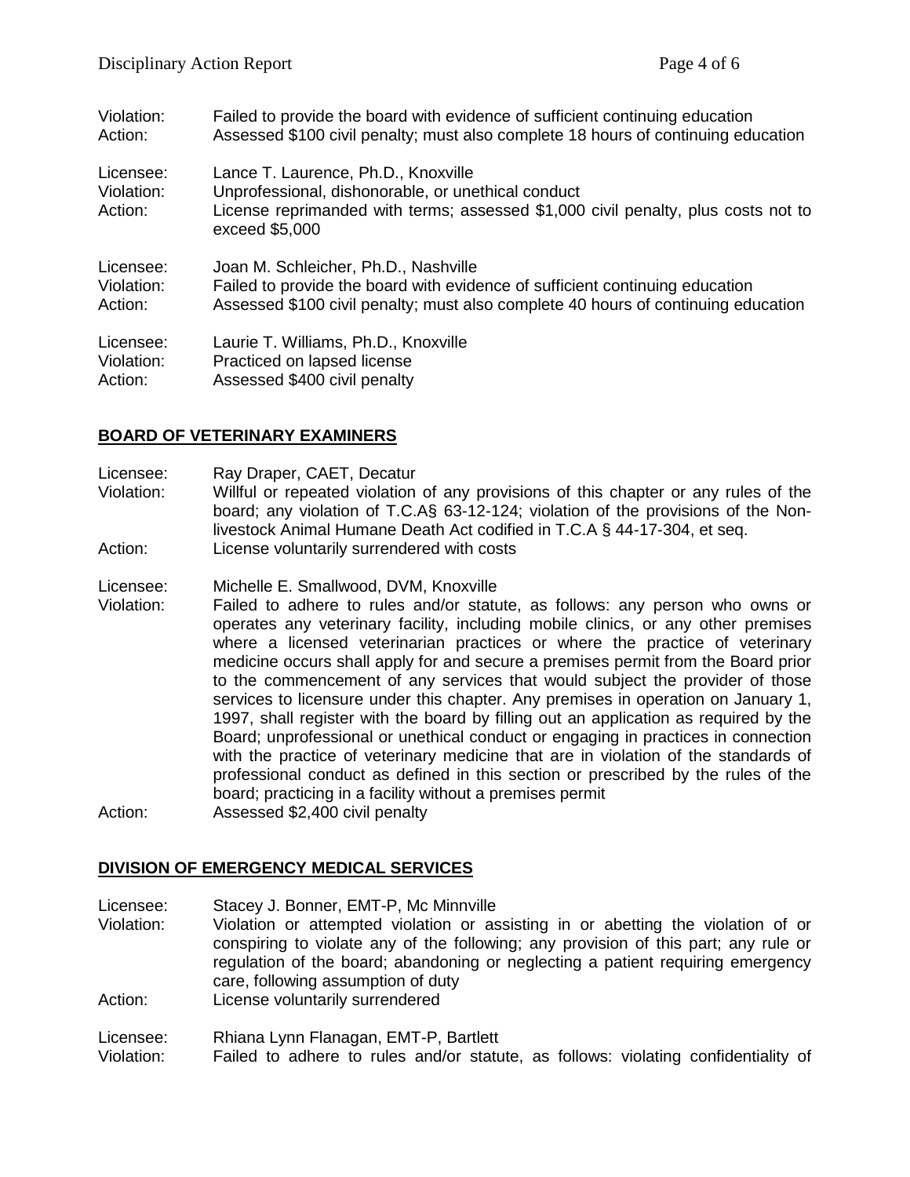Violation: Failed to provide the board with evidence of sufficient continuing education
Action: Assessed $100 civil penalty; must also complete 18 hours of continuing education

Licensee: Lance T. Laurence, Ph.D., Knoxville
Violation: Unprofessional, dishonorable, or unethical conduct
Action: License reprimanded with terms; assessed $1,000 civil penalty, plus costs not to exceed $5,000

Licensee: Joan M. Schleicher, Ph.D., Nashville
Violation: Failed to provide the board with evidence of sufficient continuing education
Action: Assessed $100 civil penalty; must also complete 40 hours of continuing education

Licensee: Laurie T. Williams, Ph.D., Knoxville
Violation: Practiced on lapsed license
Action: Assessed $400 civil penalty

## BOARD OF VETERINARY EXAMINERS

Licensee: Ray Draper, CAET, Decatur
Violation: Willful or repeated violation of any provisions of this chapter or any rules of the board; any violation of T.C.A§ 63-12-124; violation of the provisions of the Non-livestock Animal Humane Death Act codified in T.C.A § 44-17-304, et seq.
Action: License voluntarily surrendered with costs

Licensee: Michelle E. Smallwood, DVM, Knoxville
Violation: Failed to adhere to rules and/or statute, as follows: any person who owns or operates any veterinary facility, including mobile clinics, or any other premises where a licensed veterinarian practices or where the practice of veterinary medicine occurs shall apply for and secure a premises permit from the Board prior to the commencement of any services that would subject the provider of those services to licensure under this chapter. Any premises in operation on January 1, 1997, shall register with the board by filling out an application as required by the Board; unprofessional or unethical conduct or engaging in practices in connection with the practice of veterinary medicine that are in violation of the standards of professional conduct as defined in this section or prescribed by the rules of the board; practicing in a facility without a premises permit
Action: Assessed $2,400 civil penalty

## DIVISION OF EMERGENCY MEDICAL SERVICES

Licensee: Stacey J. Bonner, EMT-P, Mc Minnville
Violation: Violation or attempted violation or assisting in or abetting the violation of or conspiring to violate any of the following; any provision of this part; any rule or regulation of the board; abandoning or neglecting a patient requiring emergency care, following assumption of duty
Action: License voluntarily surrendered

Licensee: Rhiana Lynn Flanagan, EMT-P, Bartlett
Violation: Failed to adhere to rules and/or statute, as follows: violating confidentiality of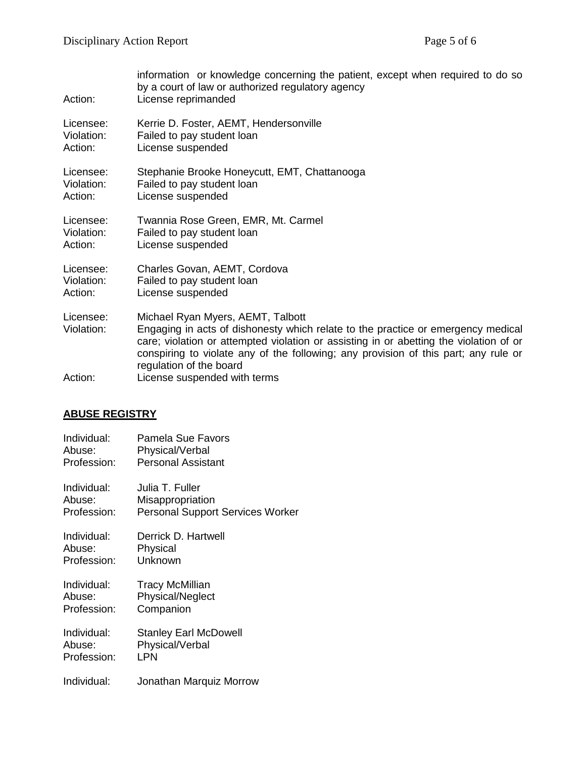information or knowledge concerning the patient, except when required to do so by a court of law or authorized regulatory agency
Action: License reprimanded

Licensee: Kerrie D. Foster, AEMT, Hendersonville
Violation: Failed to pay student loan
Action: License suspended

Licensee: Stephanie Brooke Honeycutt, EMT, Chattanooga
Violation: Failed to pay student loan
Action: License suspended

Licensee: Twannia Rose Green, EMR, Mt. Carmel
Violation: Failed to pay student loan
Action: License suspended

Licensee: Charles Govan, AEMT, Cordova
Violation: Failed to pay student loan
Action: License suspended

Licensee: Michael Ryan Myers, AEMT, Talbott
Violation: Engaging in acts of dishonesty which relate to the practice or emergency medical care; violation or attempted violation or assisting in or abetting the violation of or conspiring to violate any of the following; any provision of this part; any rule or regulation of the board
Action: License suspended with terms

## ABUSE REGISTRY

Individual: Pamela Sue Favors
Abuse: Physical/Verbal
Profession: Personal Assistant

Individual: Julia T. Fuller
Abuse: Misappropriation
Profession: Personal Support Services Worker

Individual: Derrick D. Hartwell
Abuse: Physical
Profession: Unknown

Individual: Tracy McMillian
Abuse: Physical/Neglect
Profession: Companion

Individual: Stanley Earl McDowell
Abuse: Physical/Verbal
Profession: LPN

Individual: Jonathan Marquiz Morrow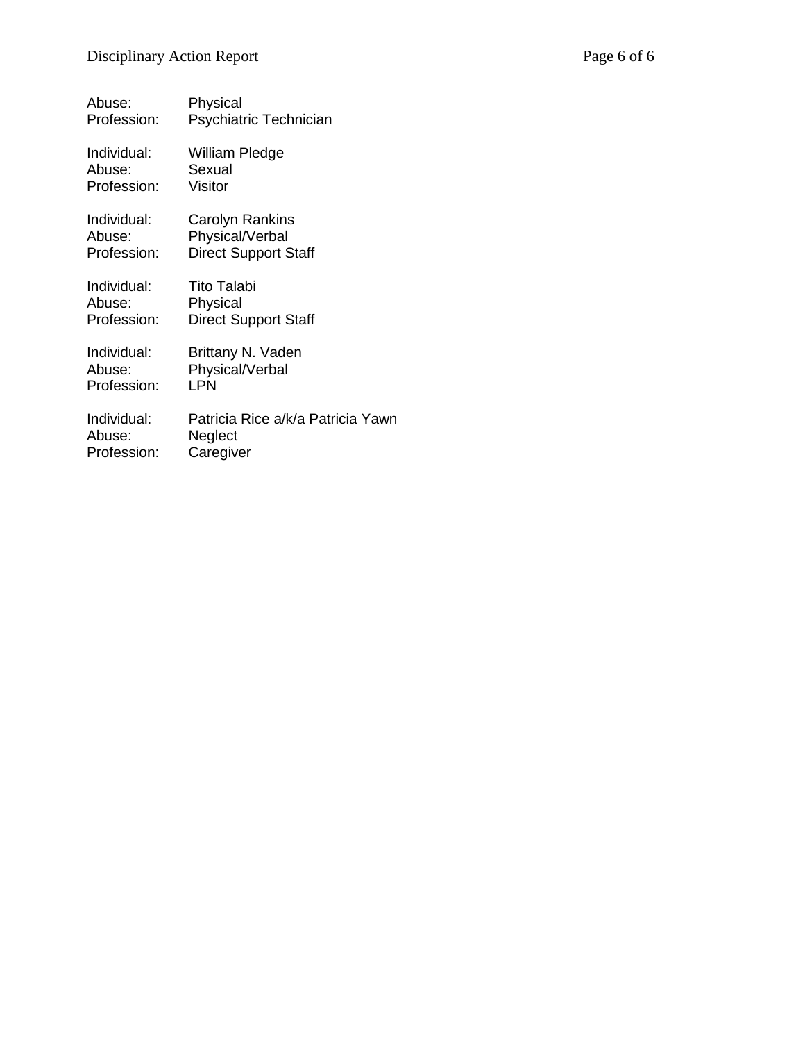Abuse: Physical
Profession: Psychiatric Technician

Individual: William Pledge
Abuse: Sexual
Profession: Visitor

Individual: Carolyn Rankins
Abuse: Physical/Verbal
Profession: Direct Support Staff

Individual: Tito Talabi
Abuse: Physical
Profession: Direct Support Staff

Individual: Brittany N. Vaden
Abuse: Physical/Verbal
Profession: LPN

Individual: Patricia Rice a/k/a Patricia Yawn
Abuse: Neglect
Profession: Caregiver